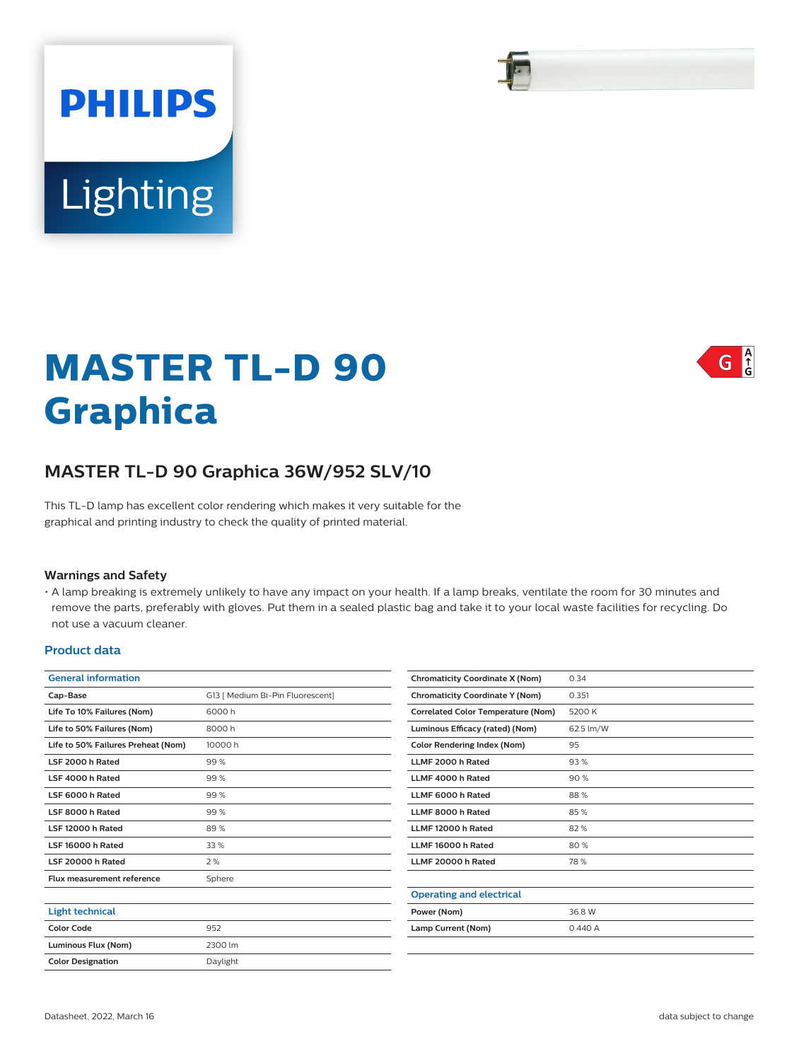PHILIPS

Lighting

# MASTER TL-D 90 Graphica

G A↑G

## MASTER TL-D 90 Graphica 36W/952 SLV/10

This TL-D lamp has excellent color rendering which makes it very suitable for the graphical and printing industry to check the quality of printed material.

### Warnings and Safety

- A lamp breaking is extremely unlikely to have any impact on your health. If a lamp breaks, ventilate the room for 30 minutes and remove the parts, preferably with gloves. Put them in a sealed plastic bag and take it to your local waste facilities for recycling. Do not use a vacuum cleaner.

### Product data

| General information | |
|---|---|
| Cap-Base | G13 [ Medium Bi-Pin Fluorescent] |
| Life To 10% Failures (Nom) | 6000 h |
| Life to 50% Failures (Nom) | 8000 h |
| Life to 50% Failures Preheat (Nom) | 10000 h |
| LSF 2000 h Rated | 99 % |
| LSF 4000 h Rated | 99 % |
| LSF 6000 h Rated | 99 % |
| LSF 8000 h Rated | 99 % |
| LSF 12000 h Rated | 89 % |
| LSF 16000 h Rated | 33 % |
| LSF 20000 h Rated | 2 % |
| Flux measurement reference | Sphere |

| Light technical | |
|---|---|
| Color Code | 952 |
| Luminous Flux (Nom) | 2300 lm |
| Color Designation | Daylight |
| Chromaticity Coordinate X (Nom) | 0.34 |
| Chromaticity Coordinate Y (Nom) | 0.351 |
| Correlated Color Temperature (Nom) | 5200 K |
| Luminous Efficacy (rated) (Nom) | 62.5 lm/W |
| Color Rendering Index (Nom) | 95 |
| LLMF 2000 h Rated | 93 % |
| LLMF 4000 h Rated | 90 % |
| LLMF 6000 h Rated | 88 % |
| LLMF 8000 h Rated | 85 % |
| LLMF 12000 h Rated | 82 % |
| LLMF 16000 h Rated | 80 % |
| LLMF 20000 h Rated | 78 % |

| Operating and electrical | |
|---|---|
| Power (Nom) | 36.8 W |
| Lamp Current (Nom) | 0.440 A |

Datasheet, 2022, March 16

data subject to change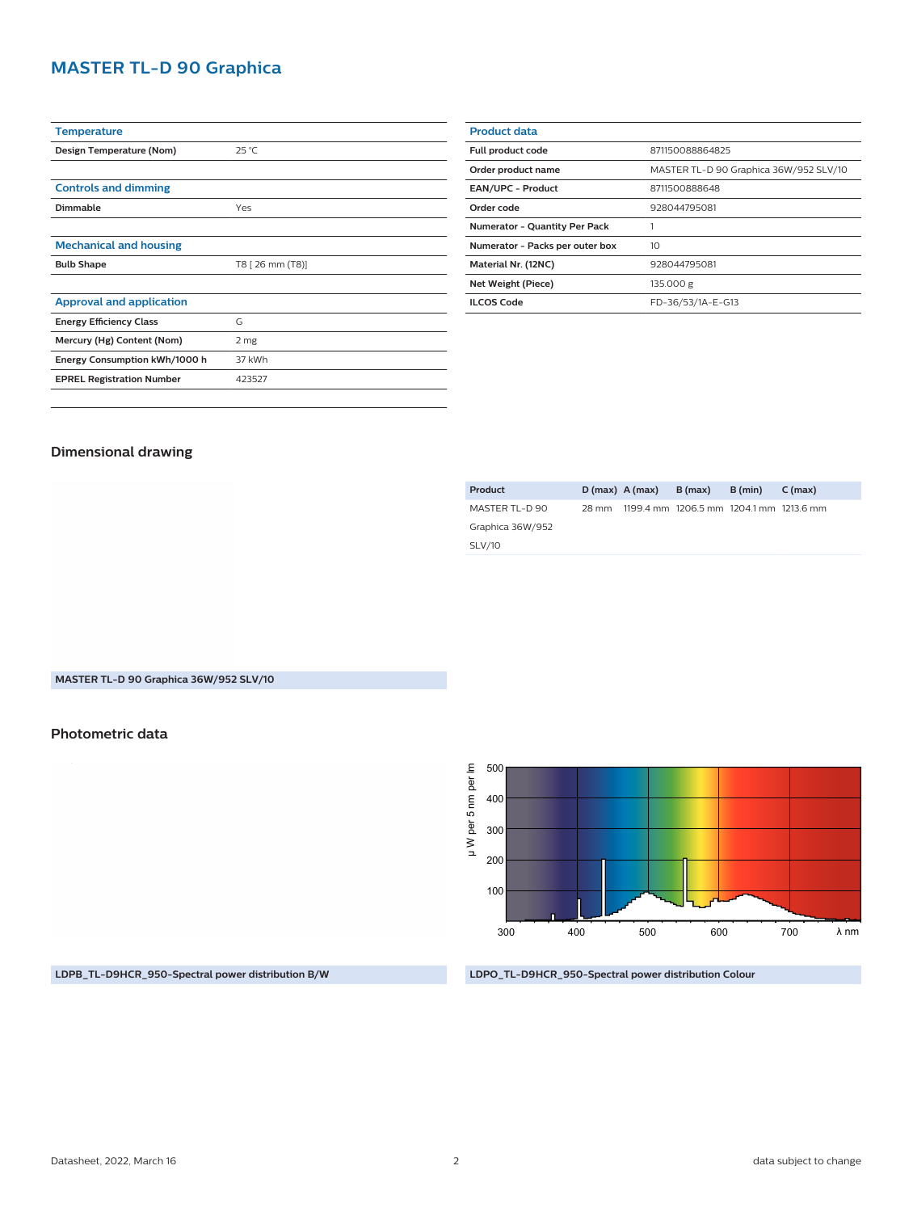# MASTER TL-D 90 Graphica

| Temperature | |
|---|---|
| **Design Temperature (Nom)** | 25 °C |

| Controls and dimming | |
|---|---|
| **Dimmable** | Yes |

| Mechanical and housing | |
|---|---|
| **Bulb Shape** | T8 [ 26 mm (T8)] |

| Approval and application | |
|---|---|
| **Energy Efficiency Class** | G |
| **Mercury (Hg) Content (Nom)** | 2 mg |
| **Energy Consumption kWh/1000 h** | 37 kWh |
| **EPREL Registration Number** | 423527 |

| Product data | |
|---|---|
| **Full product code** | 871150088864825 |
| **Order product name** | MASTER TL-D 90 Graphica 36W/952 SLV/10 |
| **EAN/UPC - Product** | 8711500888648 |
| **Order code** | 928044795081 |
| **Numerator - Quantity Per Pack** | 1 |
| **Numerator - Packs per outer box** | 10 |
| **Material Nr. (12NC)** | 928044795081 |
| **Net Weight (Piece)** | 135.000 g |
| **ILCOS Code** | FD-36/53/1A-E-G13 |

## Dimensional drawing

| Product | D (max) | A (max) | B (max) | B (min) | C (max) |
|---|---|---|---|---|---|
| MASTER TL-D 90 Graphica 36W/952 SLV/10 | 28 mm | 1199.4 mm | 1206.5 mm | 1204.1 mm | 1213.6 mm |

MASTER TL-D 90 Graphica 36W/952 SLV/10

## Photometric data

LDPB_TL-D9HCR_950-Spectral power distribution B/W

LDPO_TL-D9HCR_950-Spectral power distribution Colour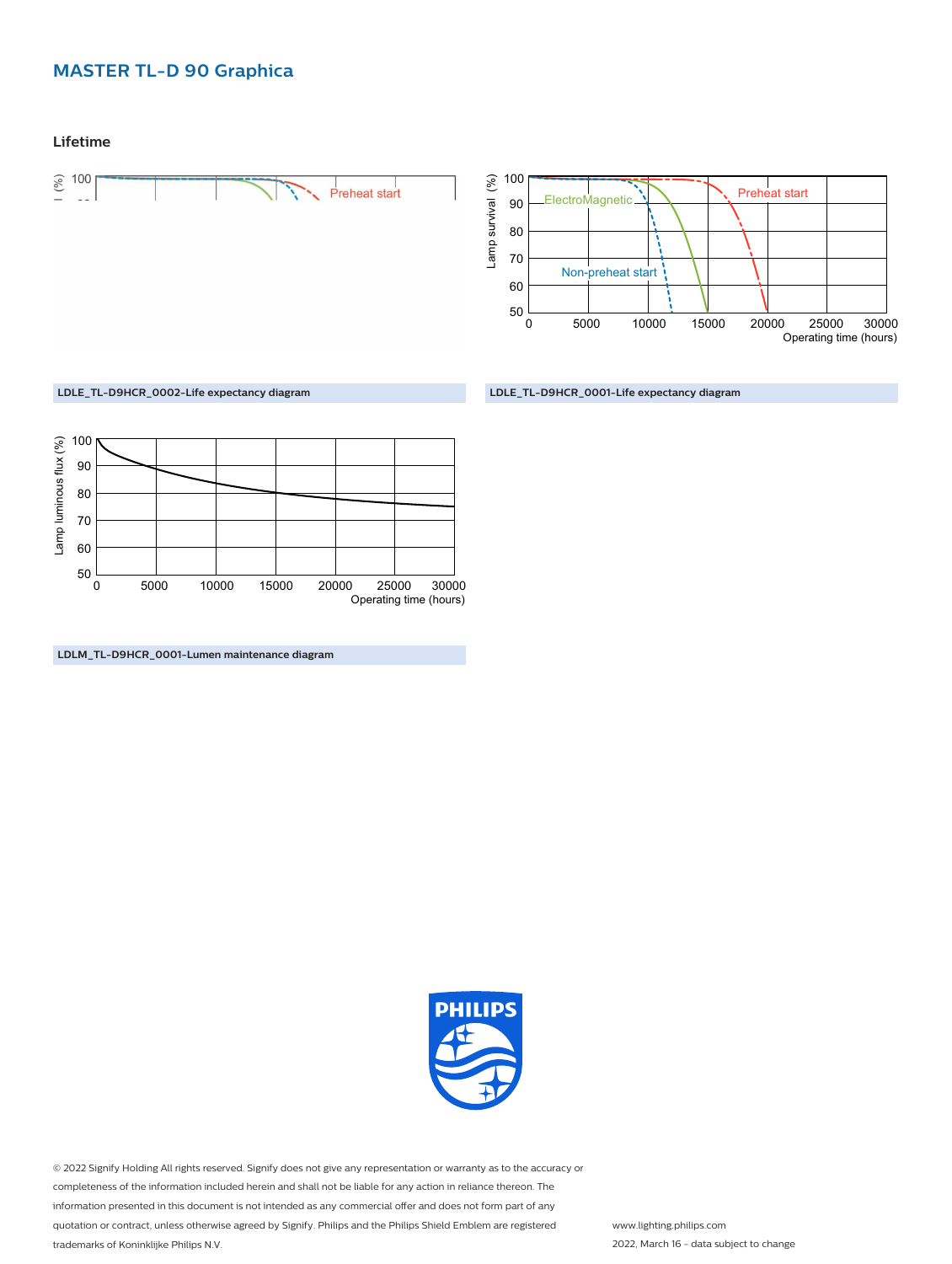## MASTER TL-D 90 Graphica

### Lifetime

(%)
100
Preheat start

LDLE_TL-D9HCR_0002-Life expectancy diagram

Lamp survival (%)
100
90
80
70
60
50
0
5000
10000
15000
20000
25000
30000
Operating time (hours)
ElectroMagnetic
Preheat start
Non-preheat start

LDLE_TL-D9HCR_0001-Life expectancy diagram

Lamp luminous flux (%)
100
90
80
70
60
50
0
5000
10000
15000
20000
25000
30000
Operating time (hours)

LDLM_TL-D9HCR_0001-Lumen maintenance diagram

© 2022 Signify Holding All rights reserved. Signify does not give any representation or warranty as to the accuracy or completeness of the information included herein and shall not be liable for any action in reliance thereon. The information presented in this document is not intended as any commercial offer and does not form part of any quotation or contract, unless otherwise agreed by Signify. Philips and the Philips Shield Emblem are registered trademarks of Koninklijke Philips N.V.

www.lighting.philips.com

2022, March 16 - data subject to change